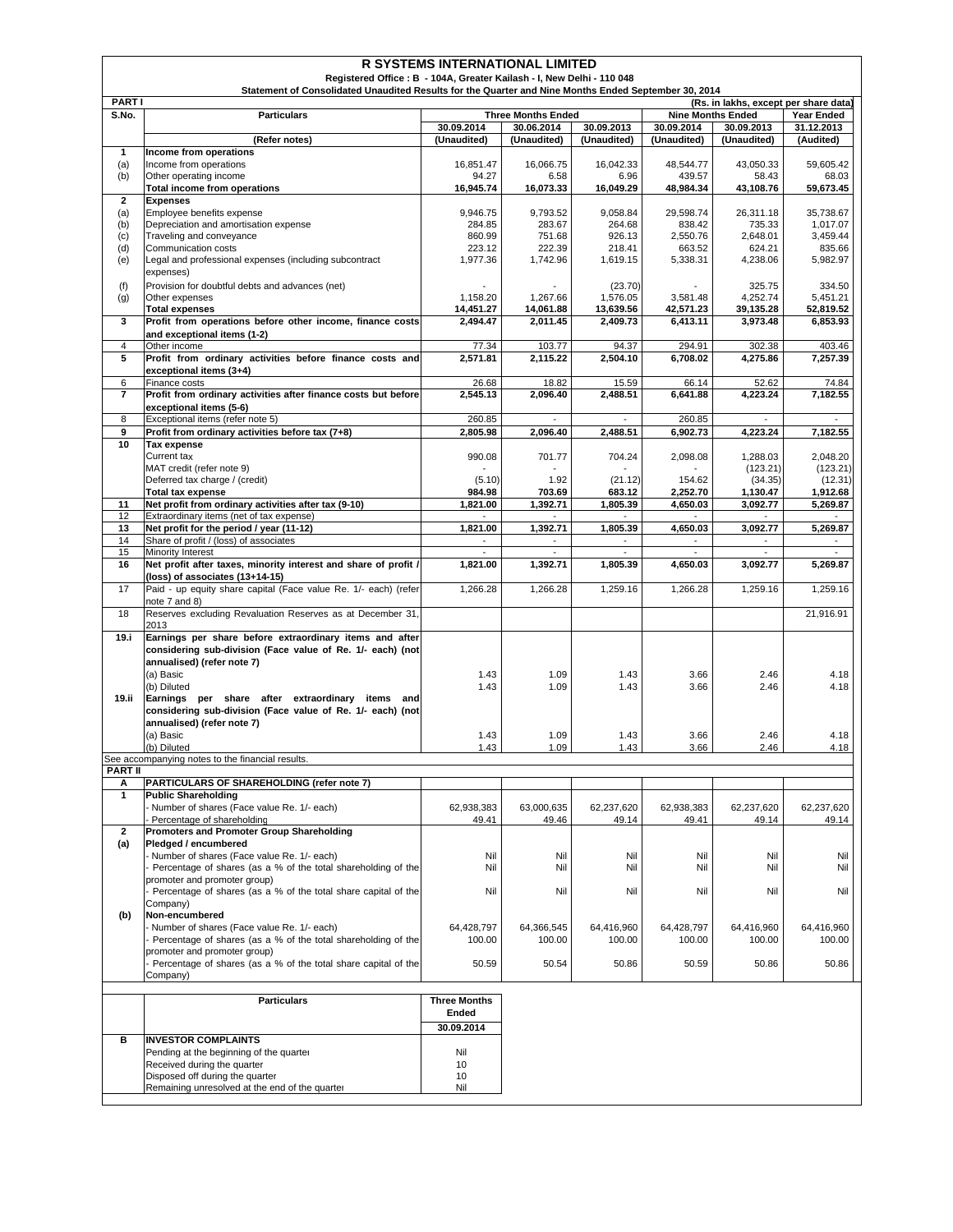# R SYSTEMS INTERNATIONAL LIMITED

**Registered Office : B - 104A, Greater Kailash - I, New Delhi - 110 048**

**Statement of Consolidated Unaudited Results for the Quarter and Nine Months Ended September 30, 2014**

**PART I** (Rs. in lakhs, except per share data)

| S.No. | Particulars | Three Months Ended | | | Nine Months Ended | | Year Ended |
|---|---|---|---|---|---|---|---|
| | | 30.09.2014 | 30.06.2014 | 30.09.2013 | 30.09.2014 | 30.09.2013 | 31.12.2013 |
| | (Refer notes) | (Unaudited) | (Unaudited) | (Unaudited) | (Unaudited) | (Unaudited) | (Audited) |
| **1** | **Income from operations** | | | | | | |
| (a) | Income from operations | 16,851.47 | 16,066.75 | 16,042.33 | 48,544.77 | 43,050.33 | 59,605.42 |
| (b) | Other operating income | 94.27 | 6.58 | 6.96 | 439.57 | 58.43 | 68.03 |
| | **Total income from operations** | **16,945.74** | **16,073.33** | **16,049.29** | **48,984.34** | **43,108.76** | **59,673.45** |
| **2** | **Expenses** | | | | | | |
| (a) | Employee benefits expense | 9,946.75 | 9,793.52 | 9,058.84 | 29,598.74 | 26,311.18 | 35,738.67 |
| (b) | Depreciation and amortisation expense | 284.85 | 283.67 | 264.68 | 838.42 | 735.33 | 1,017.07 |
| (c) | Traveling and conveyance | 860.99 | 751.68 | 926.13 | 2,550.76 | 2,648.01 | 3,459.44 |
| (d) | Communication costs | 223.12 | 222.39 | 218.41 | 663.52 | 624.21 | 835.66 |
| (e) | Legal and professional expenses (including subcontract expenses) | 1,977.36 | 1,742.96 | 1,619.15 | 5,338.31 | 4,238.06 | 5,982.97 |
| (f) | Provision for doubtful debts and advances (net) | - | - | (23.70) | - | 325.75 | 334.50 |
| (g) | Other expenses | 1,158.20 | 1,267.66 | 1,576.05 | 3,581.48 | 4,252.74 | 5,451.21 |
| | **Total expenses** | **14,451.27** | **14,061.88** | **13,639.56** | **42,571.23** | **39,135.28** | **52,819.52** |
| **3** | **Profit from operations before other income, finance costs and exceptional items (1-2)** | **2,494.47** | **2,011.45** | **2,409.73** | **6,413.11** | **3,973.48** | **6,853.93** |
| 4 | Other income | 77.34 | 103.77 | 94.37 | 294.91 | 302.38 | 403.46 |
| **5** | **Profit from ordinary activities before finance costs and exceptional items (3+4)** | **2,571.81** | **2,115.22** | **2,504.10** | **6,708.02** | **4,275.86** | **7,257.39** |
| 6 | Finance costs | 26.68 | 18.82 | 15.59 | 66.14 | 52.62 | 74.84 |
| **7** | **Profit from ordinary activities after finance costs but before exceptional items (5-6)** | **2,545.13** | **2,096.40** | **2,488.51** | **6,641.88** | **4,223.24** | **7,182.55** |
| 8 | Exceptional items (refer note 5) | 260.85 | - | - | 260.85 | - | - |
| **9** | **Profit from ordinary activities before tax (7+8)** | **2,805.98** | **2,096.40** | **2,488.51** | **6,902.73** | **4,223.24** | **7,182.55** |
| **10** | **Tax expense** | | | | | | |
| | Current tax | 990.08 | 701.77 | 704.24 | 2,098.08 | 1,288.03 | 2,048.20 |
| | MAT credit (refer note 9) | - | - | - | - | (123.21) | (123.21) |
| | Deferred tax charge / (credit) | (5.10) | 1.92 | (21.12) | 154.62 | (34.35) | (12.31) |
| | **Total tax expense** | **984.98** | **703.69** | **683.12** | **2,252.70** | **1,130.47** | **1,912.68** |
| **11** | **Net profit from ordinary activities after tax (9-10)** | **1,821.00** | **1,392.71** | **1,805.39** | **4,650.03** | **3,092.77** | **5,269.87** |
| 12 | Extraordinary items (net of tax expense) | - | - | - | - | - | - |
| **13** | **Net profit for the period / year (11-12)** | **1,821.00** | **1,392.71** | **1,805.39** | **4,650.03** | **3,092.77** | **5,269.87** |
| 14 | Share of profit / (loss) of associates | - | - | - | - | - | - |
| 15 | Minority Interest | - | - | - | - | - | - |
| **16** | **Net profit after taxes, minority interest and share of profit / (loss) of associates (13+14-15)** | **1,821.00** | **1,392.71** | **1,805.39** | **4,650.03** | **3,092.77** | **5,269.87** |
| 17 | Paid - up equity share capital (Face value Re. 1/- each) (refer note 7 and 8) | 1,266.28 | 1,266.28 | 1,259.16 | 1,266.28 | 1,259.16 | 1,259.16 |
| 18 | Reserves excluding Revaluation Reserves as at December 31, 2013 | | | | | | 21,916.91 |
| **19.i** | **Earnings per share before extraordinary items and after considering sub-division (Face value of Re. 1/- each) (not annualised) (refer note 7)** | | | | | | |
| | (a) Basic | 1.43 | 1.09 | 1.43 | 3.66 | 2.46 | 4.18 |
| | (b) Diluted | 1.43 | 1.09 | 1.43 | 3.66 | 2.46 | 4.18 |
| **19.ii** | **Earnings per share after extraordinary items and considering sub-division (Face value of Re. 1/- each) (not annualised) (refer note 7)** | | | | | | |
| | (a) Basic | 1.43 | 1.09 | 1.43 | 3.66 | 2.46 | 4.18 |
| | (b) Diluted | 1.43 | 1.09 | 1.43 | 3.66 | 2.46 | 4.18 |

See accompanying notes to the financial results.

**PART II**

| | | | | | | | |
|---|---|---|---|---|---|---|---|
| **A** | **PARTICULARS OF SHAREHOLDING (refer note 7)** | | | | | | |
| **1** | **Public Shareholding** | | | | | | |
| | - Number of shares (Face value Re. 1/- each) | 62,938,383 | 63,000,635 | 62,237,620 | 62,938,383 | 62,237,620 | 62,237,620 |
| | - Percentage of shareholding | 49.41 | 49.46 | 49.14 | 49.41 | 49.14 | 49.14 |
| **2** | **Promoters and Promoter Group Shareholding** | | | | | | |
| **(a)** | **Pledged / encumbered** | | | | | | |
| | - Number of shares (Face value Re. 1/- each) | Nil | Nil | Nil | Nil | Nil | Nil |
| | - Percentage of shares (as a % of the total shareholding of the promoter and promoter group) | Nil | Nil | Nil | Nil | Nil | Nil |
| | - Percentage of shares (as a % of the total share capital of the Company) | Nil | Nil | Nil | Nil | Nil | Nil |
| **(b)** | **Non-encumbered** | | | | | | |
| | - Number of shares (Face value Re. 1/- each) | 64,428,797 | 64,366,545 | 64,416,960 | 64,428,797 | 64,416,960 | 64,416,960 |
| | - Percentage of shares (as a % of the total shareholding of the promoter and promoter group) | 100.00 | 100.00 | 100.00 | 100.00 | 100.00 | 100.00 |
| | - Percentage of shares (as a % of the total share capital of the Company) | 50.59 | 50.54 | 50.86 | 50.59 | 50.86 | 50.86 |

| | Particulars | Three Months Ended |
|---|---|---|
| | | 30.09.2014 |
| **B** | **INVESTOR COMPLAINTS** | |
| | Pending at the beginning of the quarter | Nil |
| | Received during the quarter | 10 |
| | Disposed off during the quarter | 10 |
| | Remaining unresolved at the end of the quarter | Nil |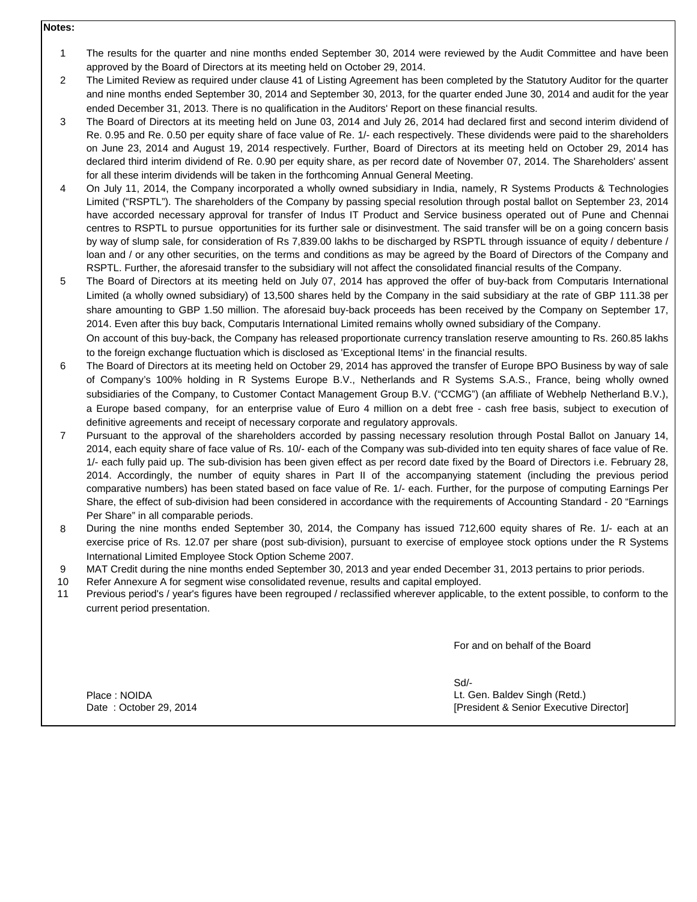**Notes:**

1. The results for the quarter and nine months ended September 30, 2014 were reviewed by the Audit Committee and have been approved by the Board of Directors at its meeting held on October 29, 2014.
2. The Limited Review as required under clause 41 of Listing Agreement has been completed by the Statutory Auditor for the quarter and nine months ended September 30, 2014 and September 30, 2013, for the quarter ended June 30, 2014 and audit for the year ended December 31, 2013. There is no qualification in the Auditors' Report on these financial results.
3. The Board of Directors at its meeting held on June 03, 2014 and July 26, 2014 had declared first and second interim dividend of Re. 0.95 and Re. 0.50 per equity share of face value of Re. 1/- each respectively. These dividends were paid to the shareholders on June 23, 2014 and August 19, 2014 respectively. Further, Board of Directors at its meeting held on October 29, 2014 has declared third interim dividend of Re. 0.90 per equity share, as per record date of November 07, 2014. The Shareholders' assent for all these interim dividends will be taken in the forthcoming Annual General Meeting.
4. On July 11, 2014, the Company incorporated a wholly owned subsidiary in India, namely, R Systems Products & Technologies Limited ("RSPTL"). The shareholders of the Company by passing special resolution through postal ballot on September 23, 2014 have accorded necessary approval for transfer of Indus IT Product and Service business operated out of Pune and Chennai centres to RSPTL to pursue opportunities for its further sale or disinvestment. The said transfer will be on a going concern basis by way of slump sale, for consideration of Rs 7,839.00 lakhs to be discharged by RSPTL through issuance of equity / debenture / loan and / or any other securities, on the terms and conditions as may be agreed by the Board of Directors of the Company and RSPTL. Further, the aforesaid transfer to the subsidiary will not affect the consolidated financial results of the Company.
5. The Board of Directors at its meeting held on July 07, 2014 has approved the offer of buy-back from Computaris International Limited (a wholly owned subsidiary) of 13,500 shares held by the Company in the said subsidiary at the rate of GBP 111.38 per share amounting to GBP 1.50 million. The aforesaid buy-back proceeds has been received by the Company on September 17, 2014. Even after this buy back, Computaris International Limited remains wholly owned subsidiary of the Company.
   On account of this buy-back, the Company has released proportionate currency translation reserve amounting to Rs. 260.85 lakhs to the foreign exchange fluctuation which is disclosed as 'Exceptional Items' in the financial results.
6. The Board of Directors at its meeting held on October 29, 2014 has approved the transfer of Europe BPO Business by way of sale of Company's 100% holding in R Systems Europe B.V., Netherlands and R Systems S.A.S., France, being wholly owned subsidiaries of the Company, to Customer Contact Management Group B.V. ("CCMG") (an affiliate of Webhelp Netherland B.V.), a Europe based company, for an enterprise value of Euro 4 million on a debt free - cash free basis, subject to execution of definitive agreements and receipt of necessary corporate and regulatory approvals.
7. Pursuant to the approval of the shareholders accorded by passing necessary resolution through Postal Ballot on January 14, 2014, each equity share of face value of Rs. 10/- each of the Company was sub-divided into ten equity shares of face value of Re. 1/- each fully paid up. The sub-division has been given effect as per record date fixed by the Board of Directors i.e. February 28, 2014. Accordingly, the number of equity shares in Part II of the accompanying statement (including the previous period comparative numbers) has been stated based on face value of Re. 1/- each. Further, for the purpose of computing Earnings Per Share, the effect of sub-division had been considered in accordance with the requirements of Accounting Standard - 20 "Earnings Per Share" in all comparable periods.
8. During the nine months ended September 30, 2014, the Company has issued 712,600 equity shares of Re. 1/- each at an exercise price of Rs. 12.07 per share (post sub-division), pursuant to exercise of employee stock options under the R Systems International Limited Employee Stock Option Scheme 2007.
9. MAT Credit during the nine months ended September 30, 2013 and year ended December 31, 2013 pertains to prior periods.
10. Refer Annexure A for segment wise consolidated revenue, results and capital employed.
11. Previous period's / year's figures have been regrouped / reclassified wherever applicable, to the extent possible, to conform to the current period presentation.

For and on behalf of the Board

Sd/-
Lt. Gen. Baldev Singh (Retd.)
[President & Senior Executive Director]

Place : NOIDA
Date : October 29, 2014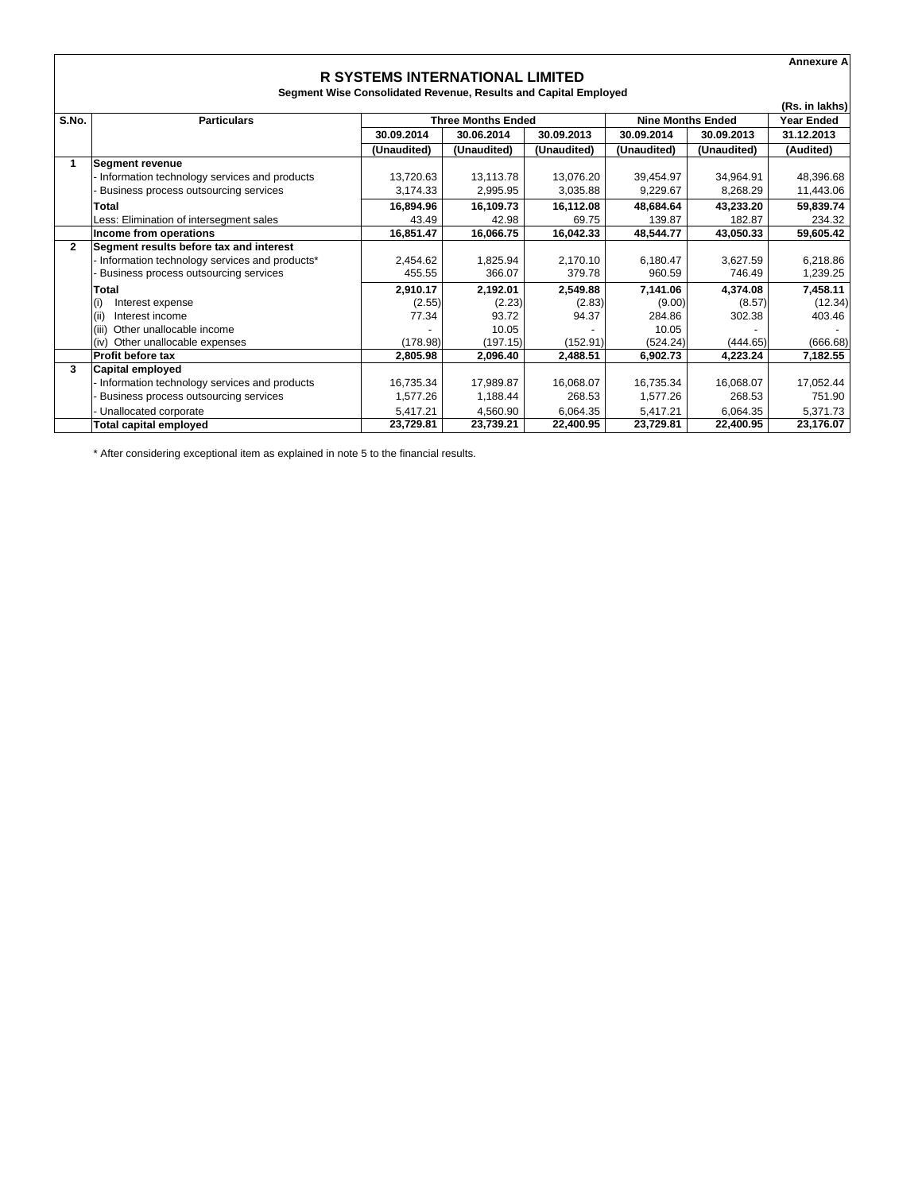Annexure A

# R SYSTEMS INTERNATIONAL LIMITED

### Segment Wise Consolidated Revenue, Results and Capital Employed

(Rs. in lakhs)

| S.No. | Particulars | Three Months Ended | | | Nine Months Ended | | Year Ended |
|---|---|---|---|---|---|---|---|
| | | 30.09.2014 | 30.06.2014 | 30.09.2013 | 30.09.2014 | 30.09.2013 | 31.12.2013 |
| | | (Unaudited) | (Unaudited) | (Unaudited) | (Unaudited) | (Unaudited) | (Audited) |
| 1 | **Segment revenue** | | | | | | |
| | - Information technology services and products | 13,720.63 | 13,113.78 | 13,076.20 | 39,454.97 | 34,964.91 | 48,396.68 |
| | - Business process outsourcing services | 3,174.33 | 2,995.95 | 3,035.88 | 9,229.67 | 8,268.29 | 11,443.06 |
| | **Total** | **16,894.96** | **16,109.73** | **16,112.08** | **48,684.64** | **43,233.20** | **59,839.74** |
| | Less: Elimination of intersegment sales | 43.49 | 42.98 | 69.75 | 139.87 | 182.87 | 234.32 |
| | **Income from operations** | **16,851.47** | **16,066.75** | **16,042.33** | **48,544.77** | **43,050.33** | **59,605.42** |
| 2 | **Segment results before tax and interest** | | | | | | |
| | - Information technology services and products* | 2,454.62 | 1,825.94 | 2,170.10 | 6,180.47 | 3,627.59 | 6,218.86 |
| | - Business process outsourcing services | 455.55 | 366.07 | 379.78 | 960.59 | 746.49 | 1,239.25 |
| | **Total** | **2,910.17** | **2,192.01** | **2,549.88** | **7,141.06** | **4,374.08** | **7,458.11** |
| | (i) Interest expense | (2.55) | (2.23) | (2.83) | (9.00) | (8.57) | (12.34) |
| | (ii) Interest income | 77.34 | 93.72 | 94.37 | 284.86 | 302.38 | 403.46 |
| | (iii) Other unallocable income | - | 10.05 | - | 10.05 | - | - |
| | (iv) Other unallocable expenses | (178.98) | (197.15) | (152.91) | (524.24) | (444.65) | (666.68) |
| | **Profit before tax** | **2,805.98** | **2,096.40** | **2,488.51** | **6,902.73** | **4,223.24** | **7,182.55** |
| 3 | **Capital employed** | | | | | | |
| | - Information technology services and products | 16,735.34 | 17,989.87 | 16,068.07 | 16,735.34 | 16,068.07 | 17,052.44 |
| | - Business process outsourcing services | 1,577.26 | 1,188.44 | 268.53 | 1,577.26 | 268.53 | 751.90 |
| | - Unallocated corporate | 5,417.21 | 4,560.90 | 6,064.35 | 5,417.21 | 6,064.35 | 5,371.73 |
| | **Total capital employed** | **23,729.81** | **23,739.21** | **22,400.95** | **23,729.81** | **22,400.95** | **23,176.07** |

* After considering exceptional item as explained in note 5 to the financial results.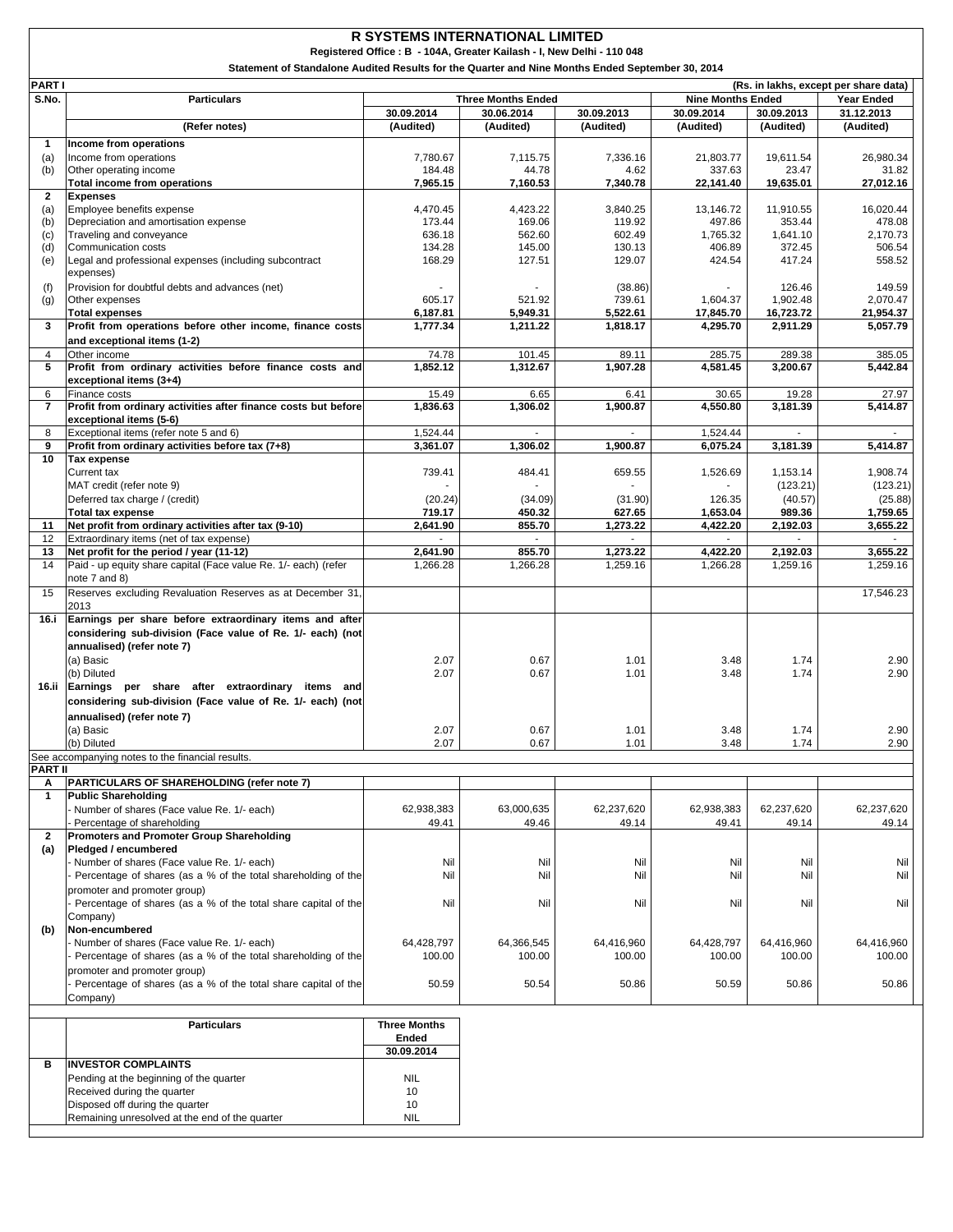# R SYSTEMS INTERNATIONAL LIMITED

**Registered Office : B - 104A, Greater Kailash - I, New Delhi - 110 048**

**Statement of Standalone Audited Results for the Quarter and Nine Months Ended September 30, 2014**

**PART I** (Rs. in lakhs, except per share data)

| S.No. | Particulars | Three Months Ended | | | Nine Months Ended | | Year Ended |
|---|---|---|---|---|---|---|---|
| | | 30.09.2014 | 30.06.2014 | 30.09.2013 | 30.09.2014 | 30.09.2013 | 31.12.2013 |
| | (Refer notes) | (Audited) | (Audited) | (Audited) | (Audited) | (Audited) | (Audited) |
| 1 | **Income from operations** | | | | | | |
| (a) | Income from operations | 7,780.67 | 7,115.75 | 7,336.16 | 21,803.77 | 19,611.54 | 26,980.34 |
| (b) | Other operating income | 184.48 | 44.78 | 4.62 | 337.63 | 23.47 | 31.82 |
| | **Total income from operations** | **7,965.15** | **7,160.53** | **7,340.78** | **22,141.40** | **19,635.01** | **27,012.16** |
| 2 | **Expenses** | | | | | | |
| (a) | Employee benefits expense | 4,470.45 | 4,423.22 | 3,840.25 | 13,146.72 | 11,910.55 | 16,020.44 |
| (b) | Depreciation and amortisation expense | 173.44 | 169.06 | 119.92 | 497.86 | 353.44 | 478.08 |
| (c) | Traveling and conveyance | 636.18 | 562.60 | 602.49 | 1,765.32 | 1,641.10 | 2,170.73 |
| (d) | Communication costs | 134.28 | 145.00 | 130.13 | 406.89 | 372.45 | 506.54 |
| (e) | Legal and professional expenses (including subcontract expenses) | 168.29 | 127.51 | 129.07 | 424.54 | 417.24 | 558.52 |
| (f) | Provision for doubtful debts and advances (net) | - | - | (38.86) | - | 126.46 | 149.59 |
| (g) | Other expenses | 605.17 | 521.92 | 739.61 | 1,604.37 | 1,902.48 | 2,070.47 |
| | **Total expenses** | **6,187.81** | **5,949.31** | **5,522.61** | **17,845.70** | **16,723.72** | **21,954.37** |
| 3 | **Profit from operations before other income, finance costs and exceptional items (1-2)** | **1,777.34** | **1,211.22** | **1,818.17** | **4,295.70** | **2,911.29** | **5,057.79** |
| 4 | Other income | 74.78 | 101.45 | 89.11 | 285.75 | 289.38 | 385.05 |
| 5 | **Profit from ordinary activities before finance costs and exceptional items (3+4)** | **1,852.12** | **1,312.67** | **1,907.28** | **4,581.45** | **3,200.67** | **5,442.84** |
| 6 | Finance costs | 15.49 | 6.65 | 6.41 | 30.65 | 19.28 | 27.97 |
| 7 | **Profit from ordinary activities after finance costs but before exceptional items (5-6)** | **1,836.63** | **1,306.02** | **1,900.87** | **4,550.80** | **3,181.39** | **5,414.87** |
| 8 | Exceptional items (refer note 5 and 6) | 1,524.44 | - | - | 1,524.44 | - | - |
| 9 | **Profit from ordinary activities before tax (7+8)** | **3,361.07** | **1,306.02** | **1,900.87** | **6,075.24** | **3,181.39** | **5,414.87** |
| 10 | **Tax expense** | | | | | | |
| | Current tax | 739.41 | 484.41 | 659.55 | 1,526.69 | 1,153.14 | 1,908.74 |
| | MAT credit (refer note 9) | - | - | - | - | (123.21) | (123.21) |
| | Deferred tax charge / (credit) | (20.24) | (34.09) | (31.90) | 126.35 | (40.57) | (25.88) |
| | **Total tax expense** | **719.17** | **450.32** | **627.65** | **1,653.04** | **989.36** | **1,759.65** |
| 11 | **Net profit from ordinary activities after tax (9-10)** | **2,641.90** | **855.70** | **1,273.22** | **4,422.20** | **2,192.03** | **3,655.22** |
| 12 | Extraordinary items (net of tax expense) | - | - | - | - | - | - |
| 13 | **Net profit for the period / year (11-12)** | **2,641.90** | **855.70** | **1,273.22** | **4,422.20** | **2,192.03** | **3,655.22** |
| 14 | Paid - up equity share capital (Face value Re. 1/- each) (refer note 7 and 8) | 1,266.28 | 1,266.28 | 1,259.16 | 1,266.28 | 1,259.16 | 1,259.16 |
| 15 | Reserves excluding Revaluation Reserves as at December 31, 2013 | | | | | | 17,546.23 |
| 16.i | **Earnings per share before extraordinary items and after considering sub-division (Face value of Re. 1/- each) (not annualised) (refer note 7)** | | | | | | |
| | (a) Basic | 2.07 | 0.67 | 1.01 | 3.48 | 1.74 | 2.90 |
| | (b) Diluted | 2.07 | 0.67 | 1.01 | 3.48 | 1.74 | 2.90 |
| 16.ii | **Earnings per share after extraordinary items and considering sub-division (Face value of Re. 1/- each) (not annualised) (refer note 7)** | | | | | | |
| | (a) Basic | 2.07 | 0.67 | 1.01 | 3.48 | 1.74 | 2.90 |
| | (b) Diluted | 2.07 | 0.67 | 1.01 | 3.48 | 1.74 | 2.90 |

See accompanying notes to the financial results.

**PART II**

| | | | | | | | |
|---|---|---|---|---|---|---|---|
| A | **PARTICULARS OF SHAREHOLDING (refer note 7)** | | | | | | |
| 1 | **Public Shareholding** | | | | | | |
| | - Number of shares (Face value Re. 1/- each) | 62,938,383 | 63,000,635 | 62,237,620 | 62,938,383 | 62,237,620 | 62,237,620 |
| | - Percentage of shareholding | 49.41 | 49.46 | 49.14 | 49.41 | 49.14 | 49.14 |
| 2 | **Promoters and Promoter Group Shareholding** | | | | | | |
| (a) | **Pledged / encumbered** | | | | | | |
| | - Number of shares (Face value Re. 1/- each) | Nil | Nil | Nil | Nil | Nil | Nil |
| | - Percentage of shares (as a % of the total shareholding of the promoter and promoter group) | Nil | Nil | Nil | Nil | Nil | Nil |
| | - Percentage of shares (as a % of the total share capital of the Company) | Nil | Nil | Nil | Nil | Nil | Nil |
| (b) | **Non-encumbered** | | | | | | |
| | - Number of shares (Face value Re. 1/- each) | 64,428,797 | 64,366,545 | 64,416,960 | 64,428,797 | 64,416,960 | 64,416,960 |
| | - Percentage of shares (as a % of the total shareholding of the promoter and promoter group) | 100.00 | 100.00 | 100.00 | 100.00 | 100.00 | 100.00 |
| | - Percentage of shares (as a % of the total share capital of the Company) | 50.59 | 50.54 | 50.86 | 50.59 | 50.86 | 50.86 |

| | Particulars | Three Months Ended 30.09.2014 |
|---|---|---|
| B | **INVESTOR COMPLAINTS** | |
| | Pending at the beginning of the quarter | NIL |
| | Received during the quarter | 10 |
| | Disposed off during the quarter | 10 |
| | Remaining unresolved at the end of the quarter | NIL |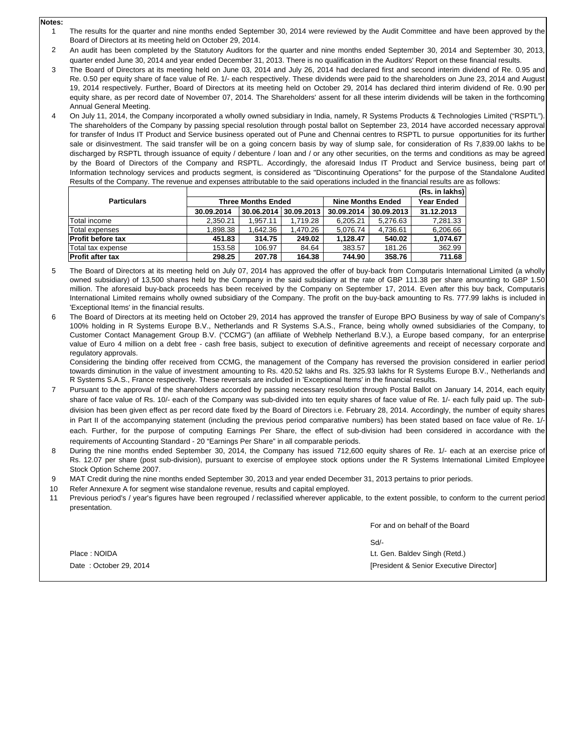**Notes:**

1. The results for the quarter and nine months ended September 30, 2014 were reviewed by the Audit Committee and have been approved by the Board of Directors at its meeting held on October 29, 2014.
2. An audit has been completed by the Statutory Auditors for the quarter and nine months ended September 30, 2014 and September 30, 2013, quarter ended June 30, 2014 and year ended December 31, 2013. There is no qualification in the Auditors' Report on these financial results.
3. The Board of Directors at its meeting held on June 03, 2014 and July 26, 2014 had declared first and second interim dividend of Re. 0.95 and Re. 0.50 per equity share of face value of Re. 1/- each respectively. These dividends were paid to the shareholders on June 23, 2014 and August 19, 2014 respectively. Further, Board of Directors at its meeting held on October 29, 2014 has declared third interim dividend of Re. 0.90 per equity share, as per record date of November 07, 2014. The Shareholders' assent for all these interim dividends will be taken in the forthcoming Annual General Meeting.
4. On July 11, 2014, the Company incorporated a wholly owned subsidiary in India, namely, R Systems Products & Technologies Limited ("RSPTL"). The shareholders of the Company by passing special resolution through postal ballot on September 23, 2014 have accorded necessary approval for transfer of Indus IT Product and Service business operated out of Pune and Chennai centres to RSPTL to pursue opportunities for its further sale or disinvestment. The said transfer will be on a going concern basis by way of slump sale, for consideration of Rs 7,839.00 lakhs to be discharged by RSPTL through issuance of equity / debenture / loan and / or any other securities, on the terms and conditions as may be agreed by the Board of Directors of the Company and RSPTL. Accordingly, the aforesaid Indus IT Product and Service business, being part of Information technology services and products segment, is considered as "Discontinuing Operations" for the purpose of the Standalone Audited Results of the Company. The revenue and expenses attributable to the said operations included in the financial results are as follows:

| Particulars | Three Months Ended | | | Nine Months Ended | | Year Ended |
|---|---|---|---|---|---|---|
| | | | | | | (Rs. in lakhs) |
| | 30.09.2014 | 30.06.2014 | 30.09.2013 | 30.09.2014 | 30.09.2013 | 31.12.2013 |
| Total income | 2,350.21 | 1,957.11 | 1,719.28 | 6,205.21 | 5,276.63 | 7,281.33 |
| Total expenses | 1,898.38 | 1,642.36 | 1,470.26 | 5,076.74 | 4,736.61 | 6,206.66 |
| **Profit before tax** | **451.83** | **314.75** | **249.02** | **1,128.47** | **540.02** | **1,074.67** |
| Total tax expense | 153.58 | 106.97 | 84.64 | 383.57 | 181.26 | 362.99 |
| **Profit after tax** | **298.25** | **207.78** | **164.38** | **744.90** | **358.76** | **711.68** |

5. The Board of Directors at its meeting held on July 07, 2014 has approved the offer of buy-back from Computaris International Limited (a wholly owned subsidiary) of 13,500 shares held by the Company in the said subsidiary at the rate of GBP 111.38 per share amounting to GBP 1.50 million. The aforesaid buy-back proceeds has been received by the Company on September 17, 2014. Even after this buy back, Computaris International Limited remains wholly owned subsidiary of the Company. The profit on the buy-back amounting to Rs. 777.99 lakhs is included in 'Exceptional Items' in the financial results.
6. The Board of Directors at its meeting held on October 29, 2014 has approved the transfer of Europe BPO Business by way of sale of Company's 100% holding in R Systems Europe B.V., Netherlands and R Systems S.A.S., France, being wholly owned subsidiaries of the Company, to Customer Contact Management Group B.V. ("CCMG") (an affiliate of Webhelp Netherland B.V.), a Europe based company, for an enterprise value of Euro 4 million on a debt free - cash free basis, subject to execution of definitive agreements and receipt of necessary corporate and regulatory approvals.
   Considering the binding offer received from CCMG, the management of the Company has reversed the provision considered in earlier period towards diminution in the value of investment amounting to Rs. 420.52 lakhs and Rs. 325.93 lakhs for R Systems Europe B.V., Netherlands and R Systems S.A.S., France respectively. These reversals are included in 'Exceptional Items' in the financial results.
7. Pursuant to the approval of the shareholders accorded by passing necessary resolution through Postal Ballot on January 14, 2014, each equity share of face value of Rs. 10/- each of the Company was sub-divided into ten equity shares of face value of Re. 1/- each fully paid up. The sub-division has been given effect as per record date fixed by the Board of Directors i.e. February 28, 2014. Accordingly, the number of equity shares in Part II of the accompanying statement (including the previous period comparative numbers) has been stated based on face value of Re. 1/- each. Further, for the purpose of computing Earnings Per Share, the effect of sub-division had been considered in accordance with the requirements of Accounting Standard - 20 "Earnings Per Share" in all comparable periods.
8. During the nine months ended September 30, 2014, the Company has issued 712,600 equity shares of Re. 1/- each at an exercise price of Rs. 12.07 per share (post sub-division), pursuant to exercise of employee stock options under the R Systems International Limited Employee Stock Option Scheme 2007.
9. MAT Credit during the nine months ended September 30, 2013 and year ended December 31, 2013 pertains to prior periods.
10. Refer Annexure A for segment wise standalone revenue, results and capital employed.
11. Previous period's / year's figures have been regrouped / reclassified wherever applicable, to the extent possible, to conform to the current period presentation.

For and on behalf of the Board

Sd/-

Lt. Gen. Baldev Singh (Retd.)

[President & Senior Executive Director]

Place : NOIDA

Date : October 29, 2014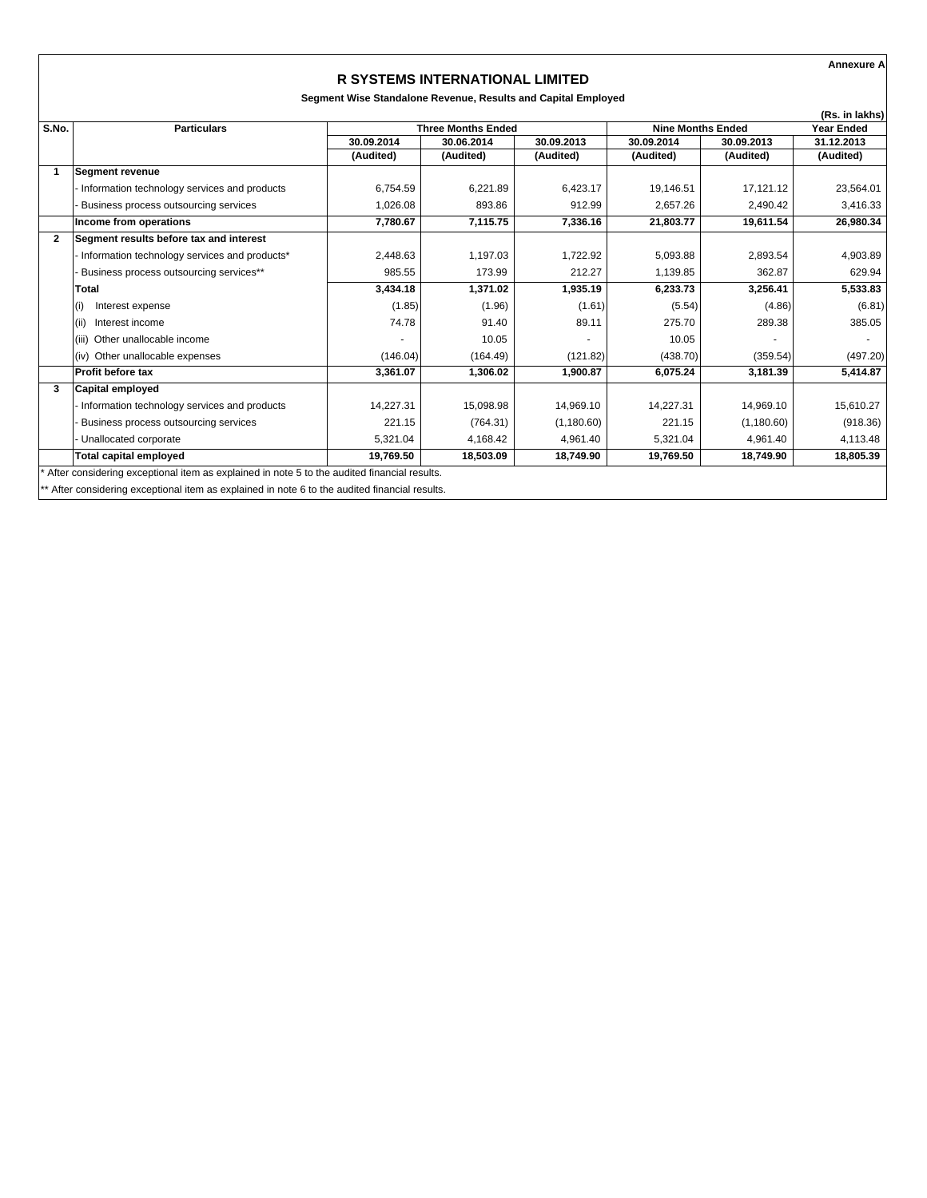Annexure A

# R SYSTEMS INTERNATIONAL LIMITED

**Segment Wise Standalone Revenue, Results and Capital Employed**

(Rs. in lakhs)

| S.No. | Particulars | Three Months Ended | | | Nine Months Ended | | Year Ended |
|---|---|---|---|---|---|---|---|
| | | 30.09.2014 | 30.06.2014 | 30.09.2013 | 30.09.2014 | 30.09.2013 | 31.12.2013 |
| | | (Audited) | (Audited) | (Audited) | (Audited) | (Audited) | (Audited) |
| 1 | **Segment revenue** | | | | | | |
| | - Information technology services and products | 6,754.59 | 6,221.89 | 6,423.17 | 19,146.51 | 17,121.12 | 23,564.01 |
| | - Business process outsourcing services | 1,026.08 | 893.86 | 912.99 | 2,657.26 | 2,490.42 | 3,416.33 |
| | **Income from operations** | **7,780.67** | **7,115.75** | **7,336.16** | **21,803.77** | **19,611.54** | **26,980.34** |
| 2 | **Segment results before tax and interest** | | | | | | |
| | - Information technology services and products* | 2,448.63 | 1,197.03 | 1,722.92 | 5,093.88 | 2,893.54 | 4,903.89 |
| | - Business process outsourcing services** | 985.55 | 173.99 | 212.27 | 1,139.85 | 362.87 | 629.94 |
| | **Total** | **3,434.18** | **1,371.02** | **1,935.19** | **6,233.73** | **3,256.41** | **5,533.83** |
| | (i) Interest expense | (1.85) | (1.96) | (1.61) | (5.54) | (4.86) | (6.81) |
| | (ii) Interest income | 74.78 | 91.40 | 89.11 | 275.70 | 289.38 | 385.05 |
| | (iii) Other unallocable income | - | 10.05 | - | 10.05 | - | - |
| | (iv) Other unallocable expenses | (146.04) | (164.49) | (121.82) | (438.70) | (359.54) | (497.20) |
| | **Profit before tax** | **3,361.07** | **1,306.02** | **1,900.87** | **6,075.24** | **3,181.39** | **5,414.87** |
| 3 | **Capital employed** | | | | | | |
| | - Information technology services and products | 14,227.31 | 15,098.98 | 14,969.10 | 14,227.31 | 14,969.10 | 15,610.27 |
| | - Business process outsourcing services | 221.15 | (764.31) | (1,180.60) | 221.15 | (1,180.60) | (918.36) |
| | - Unallocated corporate | 5,321.04 | 4,168.42 | 4,961.40 | 5,321.04 | 4,961.40 | 4,113.48 |
| | **Total capital employed** | **19,769.50** | **18,503.09** | **18,749.90** | **19,769.50** | **18,749.90** | **18,805.39** |

* After considering exceptional item as explained in note 5 to the audited financial results.

** After considering exceptional item as explained in note 6 to the audited financial results.